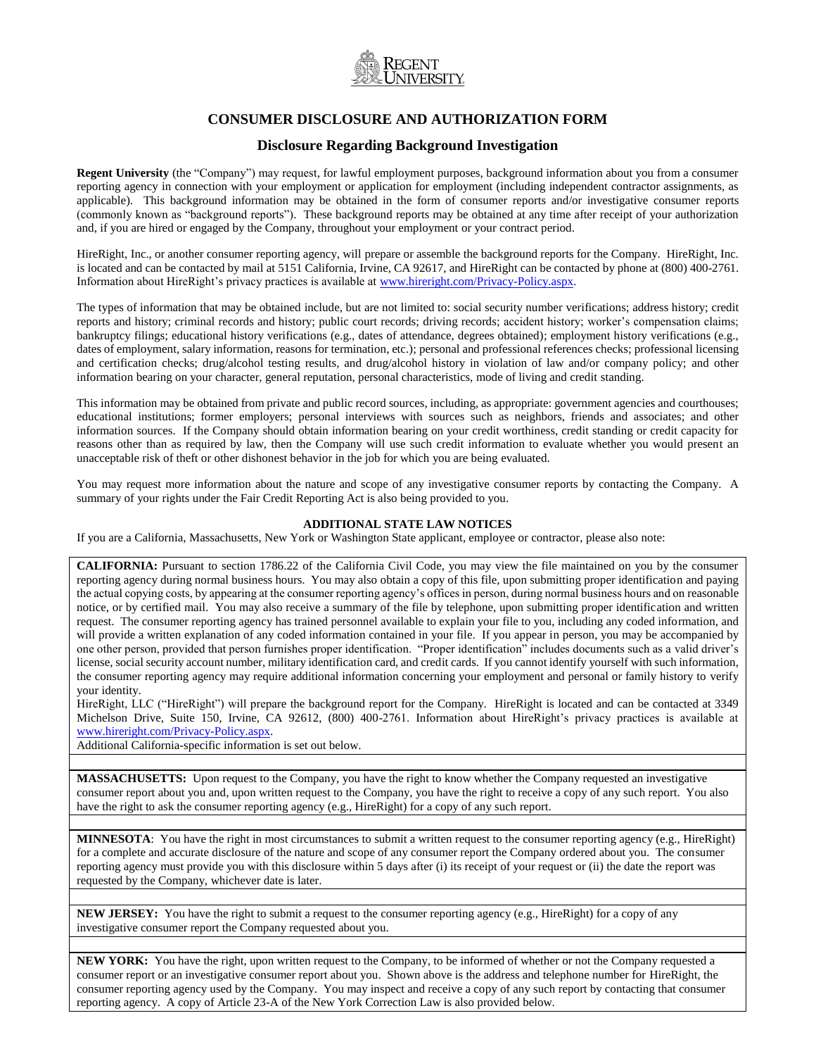REGENT UNIVERSITY

# CONSUMER DISCLOSURE AND AUTHORIZATION FORM

## Disclosure Regarding Background Investigation

**Regent University** (the "Company") may request, for lawful employment purposes, background information about you from a consumer reporting agency in connection with your employment or application for employment (including independent contractor assignments, as applicable). This background information may be obtained in the form of consumer reports and/or investigative consumer reports (commonly known as "background reports"). These background reports may be obtained at any time after receipt of your authorization and, if you are hired or engaged by the Company, throughout your employment or your contract period.

HireRight, Inc., or another consumer reporting agency, will prepare or assemble the background reports for the Company. HireRight, Inc. is located and can be contacted by mail at 5151 California, Irvine, CA 92617, and HireRight can be contacted by phone at (800) 400-2761. Information about HireRight's privacy practices is available at www.hireright.com/Privacy-Policy.aspx.

The types of information that may be obtained include, but are not limited to: social security number verifications; address history; credit reports and history; criminal records and history; public court records; driving records; accident history; worker's compensation claims; bankruptcy filings; educational history verifications (e.g., dates of attendance, degrees obtained); employment history verifications (e.g., dates of employment, salary information, reasons for termination, etc.); personal and professional references checks; professional licensing and certification checks; drug/alcohol testing results, and drug/alcohol history in violation of law and/or company policy; and other information bearing on your character, general reputation, personal characteristics, mode of living and credit standing.

This information may be obtained from private and public record sources, including, as appropriate: government agencies and courthouses; educational institutions; former employers; personal interviews with sources such as neighbors, friends and associates; and other information sources. If the Company should obtain information bearing on your credit worthiness, credit standing or credit capacity for reasons other than as required by law, then the Company will use such credit information to evaluate whether you would present an unacceptable risk of theft or other dishonest behavior in the job for which you are being evaluated.

You may request more information about the nature and scope of any investigative consumer reports by contacting the Company. A summary of your rights under the Fair Credit Reporting Act is also being provided to you.

**ADDITIONAL STATE LAW NOTICES**

If you are a California, Massachusetts, New York or Washington State applicant, employee or contractor, please also note:

**CALIFORNIA:** Pursuant to section 1786.22 of the California Civil Code, you may view the file maintained on you by the consumer reporting agency during normal business hours. You may also obtain a copy of this file, upon submitting proper identification and paying the actual copying costs, by appearing at the consumer reporting agency's offices in person, during normal business hours and on reasonable notice, or by certified mail. You may also receive a summary of the file by telephone, upon submitting proper identification and written request. The consumer reporting agency has trained personnel available to explain your file to you, including any coded information, and will provide a written explanation of any coded information contained in your file. If you appear in person, you may be accompanied by one other person, provided that person furnishes proper identification. "Proper identification" includes documents such as a valid driver's license, social security account number, military identification card, and credit cards. If you cannot identify yourself with such information, the consumer reporting agency may require additional information concerning your employment and personal or family history to verify your identity.
HireRight, LLC ("HireRight") will prepare the background report for the Company. HireRight is located and can be contacted at 3349 Michelson Drive, Suite 150, Irvine, CA 92612, (800) 400-2761. Information about HireRight's privacy practices is available at www.hireright.com/Privacy-Policy.aspx.
Additional California-specific information is set out below.

**MASSACHUSETTS:** Upon request to the Company, you have the right to know whether the Company requested an investigative consumer report about you and, upon written request to the Company, you have the right to receive a copy of any such report. You also have the right to ask the consumer reporting agency (e.g., HireRight) for a copy of any such report.

**MINNESOTA**: You have the right in most circumstances to submit a written request to the consumer reporting agency (e.g., HireRight) for a complete and accurate disclosure of the nature and scope of any consumer report the Company ordered about you. The consumer reporting agency must provide you with this disclosure within 5 days after (i) its receipt of your request or (ii) the date the report was requested by the Company, whichever date is later.

**NEW JERSEY:** You have the right to submit a request to the consumer reporting agency (e.g., HireRight) for a copy of any investigative consumer report the Company requested about you.

**NEW YORK:** You have the right, upon written request to the Company, to be informed of whether or not the Company requested a consumer report or an investigative consumer report about you. Shown above is the address and telephone number for HireRight, the consumer reporting agency used by the Company. You may inspect and receive a copy of any such report by contacting that consumer reporting agency. A copy of Article 23-A of the New York Correction Law is also provided below.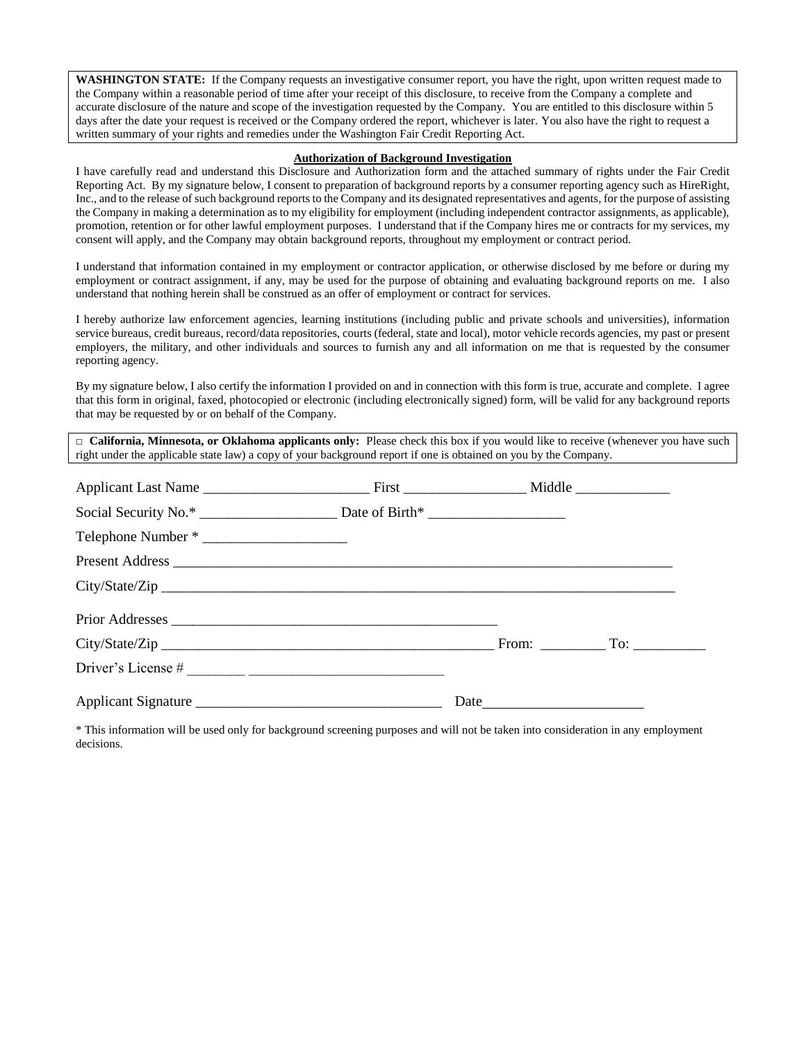**WASHINGTON STATE:** If the Company requests an investigative consumer report, you have the right, upon written request made to the Company within a reasonable period of time after your receipt of this disclosure, to receive from the Company a complete and accurate disclosure of the nature and scope of the investigation requested by the Company. You are entitled to this disclosure within 5 days after the date your request is received or the Company ordered the report, whichever is later. You also have the right to request a written summary of your rights and remedies under the Washington Fair Credit Reporting Act.

**Authorization of Background Investigation**

I have carefully read and understand this Disclosure and Authorization form and the attached summary of rights under the Fair Credit Reporting Act. By my signature below, I consent to preparation of background reports by a consumer reporting agency such as HireRight, Inc., and to the release of such background reports to the Company and its designated representatives and agents, for the purpose of assisting the Company in making a determination as to my eligibility for employment (including independent contractor assignments, as applicable), promotion, retention or for other lawful employment purposes. I understand that if the Company hires me or contracts for my services, my consent will apply, and the Company may obtain background reports, throughout my employment or contract period.

I understand that information contained in my employment or contractor application, or otherwise disclosed by me before or during my employment or contract assignment, if any, may be used for the purpose of obtaining and evaluating background reports on me. I also understand that nothing herein shall be construed as an offer of employment or contract for services.

I hereby authorize law enforcement agencies, learning institutions (including public and private schools and universities), information service bureaus, credit bureaus, record/data repositories, courts (federal, state and local), motor vehicle records agencies, my past or present employers, the military, and other individuals and sources to furnish any and all information on me that is requested by the consumer reporting agency.

By my signature below, I also certify the information I provided on and in connection with this form is true, accurate and complete. I agree that this form in original, faxed, photocopied or electronic (including electronically signed) form, will be valid for any background reports that may be requested by or on behalf of the Company.

□ **California, Minnesota, or Oklahoma applicants only:** Please check this box if you would like to receive (whenever you have such right under the applicable state law) a copy of your background report if one is obtained on you by the Company.

Applicant Last Name ______________________ First ________________ Middle ____________

Social Security No.* __________________ Date of Birth* __________________

Telephone Number * ___________________

Present Address ______________________________________________________________________

City/State/Zip _______________________________________________________________________

Prior Addresses ____________________________________________

City/State/Zip _____________________________________________ From: ________ To: _________

Driver's License # ________ __________________________

Applicant Signature ________________________________ Date_____________________

* This information will be used only for background screening purposes and will not be taken into consideration in any employment decisions.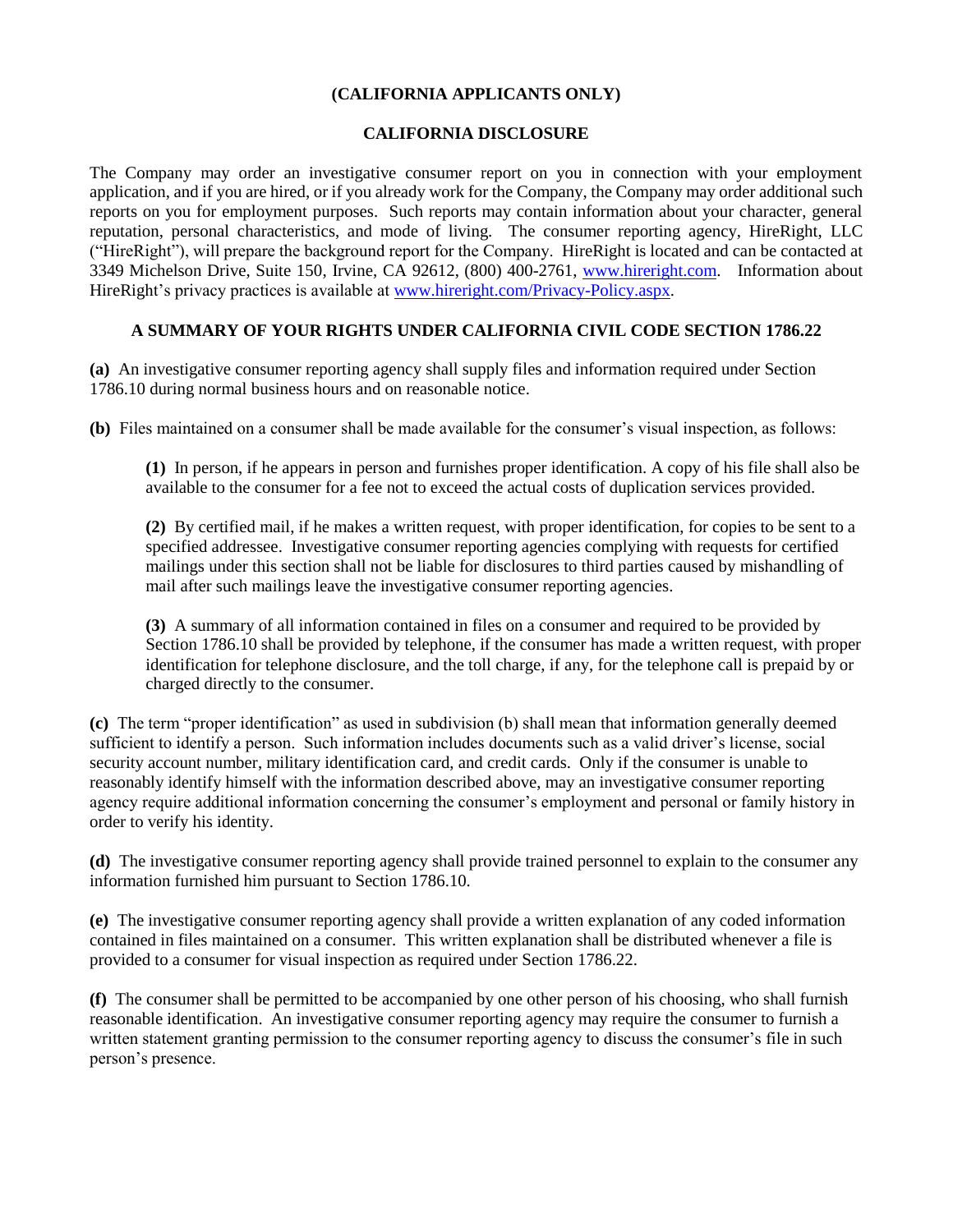**(CALIFORNIA APPLICANTS ONLY)**

**CALIFORNIA DISCLOSURE**

The Company may order an investigative consumer report on you in connection with your employment application, and if you are hired, or if you already work for the Company, the Company may order additional such reports on you for employment purposes. Such reports may contain information about your character, general reputation, personal characteristics, and mode of living. The consumer reporting agency, HireRight, LLC ("HireRight"), will prepare the background report for the Company. HireRight is located and can be contacted at 3349 Michelson Drive, Suite 150, Irvine, CA 92612, (800) 400-2761, www.hireright.com. Information about HireRight's privacy practices is available at www.hireright.com/Privacy-Policy.aspx.

**A SUMMARY OF YOUR RIGHTS UNDER CALIFORNIA CIVIL CODE SECTION 1786.22**

**(a)** An investigative consumer reporting agency shall supply files and information required under Section 1786.10 during normal business hours and on reasonable notice.

**(b)** Files maintained on a consumer shall be made available for the consumer's visual inspection, as follows:

> **(1)** In person, if he appears in person and furnishes proper identification. A copy of his file shall also be available to the consumer for a fee not to exceed the actual costs of duplication services provided.
>
> **(2)** By certified mail, if he makes a written request, with proper identification, for copies to be sent to a specified addressee. Investigative consumer reporting agencies complying with requests for certified mailings under this section shall not be liable for disclosures to third parties caused by mishandling of mail after such mailings leave the investigative consumer reporting agencies.
>
> **(3)** A summary of all information contained in files on a consumer and required to be provided by Section 1786.10 shall be provided by telephone, if the consumer has made a written request, with proper identification for telephone disclosure, and the toll charge, if any, for the telephone call is prepaid by or charged directly to the consumer.

**(c)** The term "proper identification" as used in subdivision (b) shall mean that information generally deemed sufficient to identify a person. Such information includes documents such as a valid driver's license, social security account number, military identification card, and credit cards. Only if the consumer is unable to reasonably identify himself with the information described above, may an investigative consumer reporting agency require additional information concerning the consumer's employment and personal or family history in order to verify his identity.

**(d)** The investigative consumer reporting agency shall provide trained personnel to explain to the consumer any information furnished him pursuant to Section 1786.10.

**(e)** The investigative consumer reporting agency shall provide a written explanation of any coded information contained in files maintained on a consumer. This written explanation shall be distributed whenever a file is provided to a consumer for visual inspection as required under Section 1786.22.

**(f)** The consumer shall be permitted to be accompanied by one other person of his choosing, who shall furnish reasonable identification. An investigative consumer reporting agency may require the consumer to furnish a written statement granting permission to the consumer reporting agency to discuss the consumer's file in such person's presence.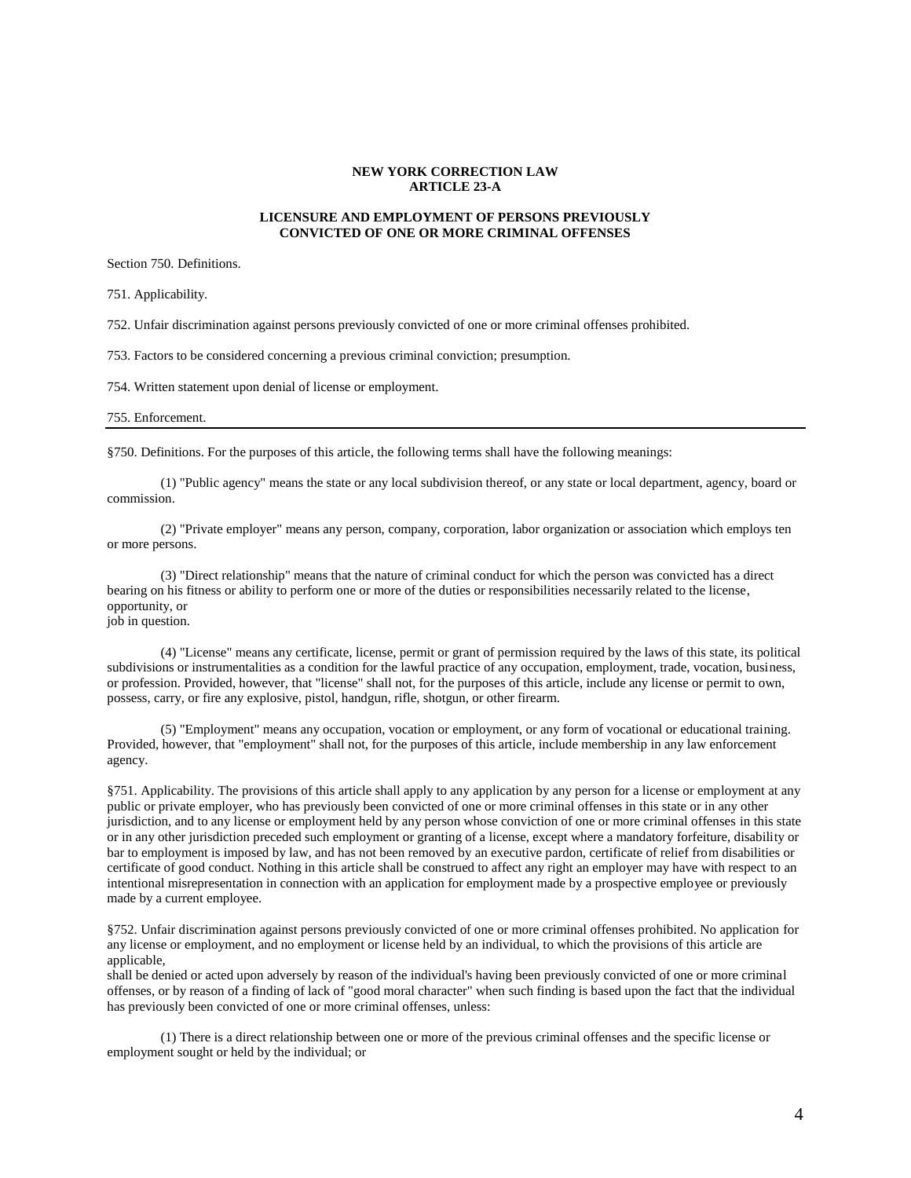**NEW YORK CORRECTION LAW**
**ARTICLE 23-A**

**LICENSURE AND EMPLOYMENT OF PERSONS PREVIOUSLY CONVICTED OF ONE OR MORE CRIMINAL OFFENSES**

Section 750. Definitions.

751. Applicability.

752. Unfair discrimination against persons previously convicted of one or more criminal offenses prohibited.

753. Factors to be considered concerning a previous criminal conviction; presumption.

754. Written statement upon denial of license or employment.

755. Enforcement.

---

§750. Definitions. For the purposes of this article, the following terms shall have the following meanings:

(1) "Public agency" means the state or any local subdivision thereof, or any state or local department, agency, board or commission.

(2) "Private employer" means any person, company, corporation, labor organization or association which employs ten or more persons.

(3) "Direct relationship" means that the nature of criminal conduct for which the person was convicted has a direct bearing on his fitness or ability to perform one or more of the duties or responsibilities necessarily related to the license, opportunity, or job in question.

(4) "License" means any certificate, license, permit or grant of permission required by the laws of this state, its political subdivisions or instrumentalities as a condition for the lawful practice of any occupation, employment, trade, vocation, business, or profession. Provided, however, that "license" shall not, for the purposes of this article, include any license or permit to own, possess, carry, or fire any explosive, pistol, handgun, rifle, shotgun, or other firearm.

(5) "Employment" means any occupation, vocation or employment, or any form of vocational or educational training. Provided, however, that "employment" shall not, for the purposes of this article, include membership in any law enforcement agency.

§751. Applicability. The provisions of this article shall apply to any application by any person for a license or employment at any public or private employer, who has previously been convicted of one or more criminal offenses in this state or in any other jurisdiction, and to any license or employment held by any person whose conviction of one or more criminal offenses in this state or in any other jurisdiction preceded such employment or granting of a license, except where a mandatory forfeiture, disability or bar to employment is imposed by law, and has not been removed by an executive pardon, certificate of relief from disabilities or certificate of good conduct. Nothing in this article shall be construed to affect any right an employer may have with respect to an intentional misrepresentation in connection with an application for employment made by a prospective employee or previously made by a current employee.

§752. Unfair discrimination against persons previously convicted of one or more criminal offenses prohibited. No application for any license or employment, and no employment or license held by an individual, to which the provisions of this article are applicable, shall be denied or acted upon adversely by reason of the individual's having been previously convicted of one or more criminal offenses, or by reason of a finding of lack of "good moral character" when such finding is based upon the fact that the individual has previously been convicted of one or more criminal offenses, unless:

(1) There is a direct relationship between one or more of the previous criminal offenses and the specific license or employment sought or held by the individual; or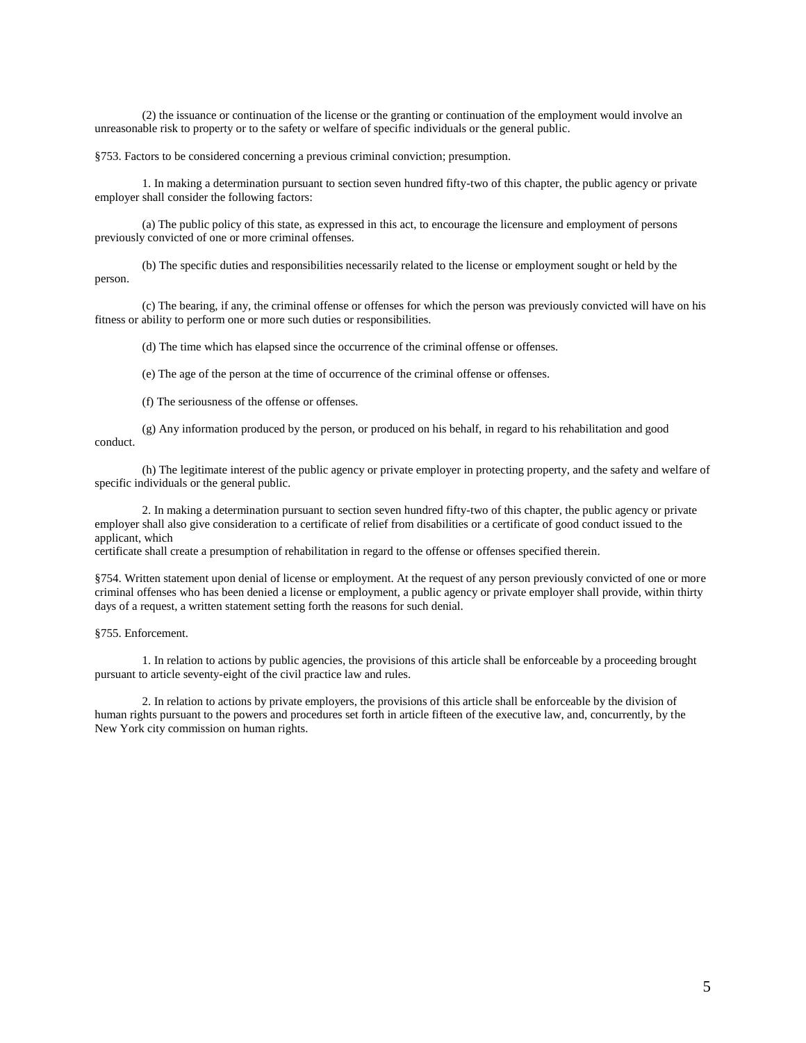(2) the issuance or continuation of the license or the granting or continuation of the employment would involve an unreasonable risk to property or to the safety or welfare of specific individuals or the general public.

§753. Factors to be considered concerning a previous criminal conviction; presumption.

1. In making a determination pursuant to section seven hundred fifty-two of this chapter, the public agency or private employer shall consider the following factors:

(a) The public policy of this state, as expressed in this act, to encourage the licensure and employment of persons previously convicted of one or more criminal offenses.

(b) The specific duties and responsibilities necessarily related to the license or employment sought or held by the person.

(c) The bearing, if any, the criminal offense or offenses for which the person was previously convicted will have on his fitness or ability to perform one or more such duties or responsibilities.

(d) The time which has elapsed since the occurrence of the criminal offense or offenses.

(e) The age of the person at the time of occurrence of the criminal offense or offenses.

(f) The seriousness of the offense or offenses.

(g) Any information produced by the person, or produced on his behalf, in regard to his rehabilitation and good conduct.

(h) The legitimate interest of the public agency or private employer in protecting property, and the safety and welfare of specific individuals or the general public.

2. In making a determination pursuant to section seven hundred fifty-two of this chapter, the public agency or private employer shall also give consideration to a certificate of relief from disabilities or a certificate of good conduct issued to the applicant, which
certificate shall create a presumption of rehabilitation in regard to the offense or offenses specified therein.

§754. Written statement upon denial of license or employment. At the request of any person previously convicted of one or more criminal offenses who has been denied a license or employment, a public agency or private employer shall provide, within thirty days of a request, a written statement setting forth the reasons for such denial.

§755. Enforcement.

1. In relation to actions by public agencies, the provisions of this article shall be enforceable by a proceeding brought pursuant to article seventy-eight of the civil practice law and rules.

2. In relation to actions by private employers, the provisions of this article shall be enforceable by the division of human rights pursuant to the powers and procedures set forth in article fifteen of the executive law, and, concurrently, by the New York city commission on human rights.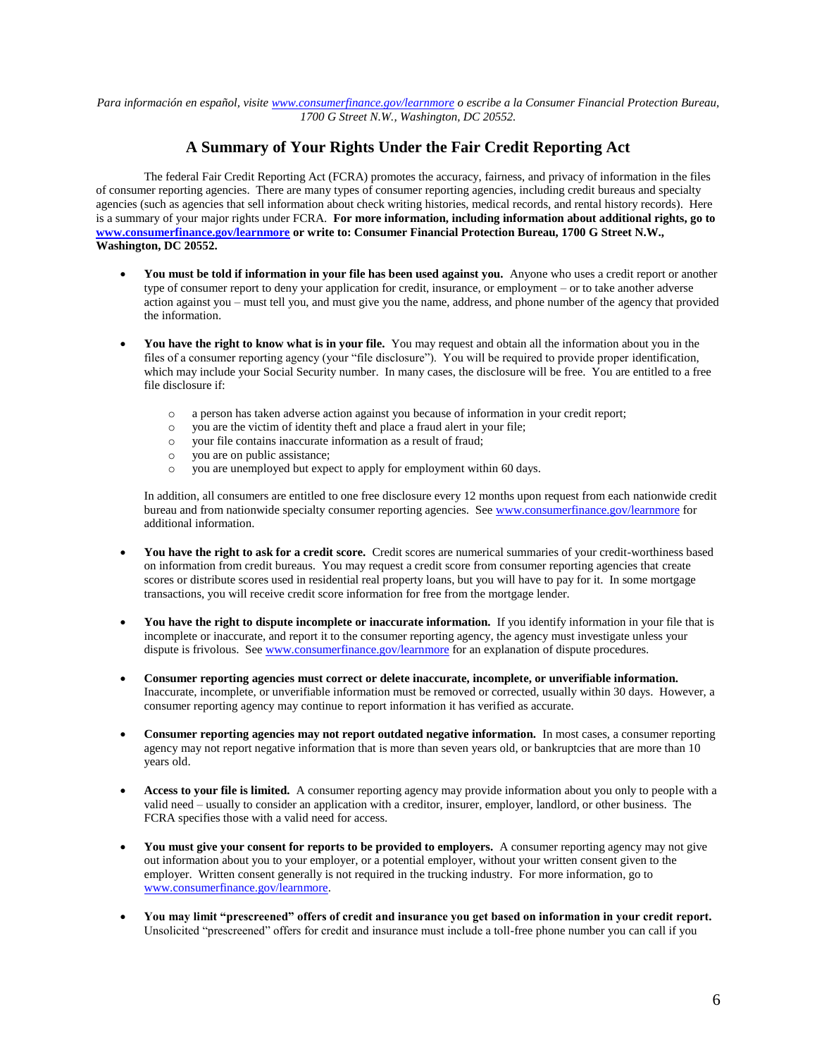*Para información en español, visite www.consumerfinance.gov/learnmore o escribe a la Consumer Financial Protection Bureau, 1700 G Street N.W., Washington, DC 20552.*

## A Summary of Your Rights Under the Fair Credit Reporting Act

The federal Fair Credit Reporting Act (FCRA) promotes the accuracy, fairness, and privacy of information in the files of consumer reporting agencies. There are many types of consumer reporting agencies, including credit bureaus and specialty agencies (such as agencies that sell information about check writing histories, medical records, and rental history records). Here is a summary of your major rights under FCRA. **For more information, including information about additional rights, go to www.consumerfinance.gov/learnmore or write to: Consumer Financial Protection Bureau, 1700 G Street N.W., Washington, DC 20552.**

- **You must be told if information in your file has been used against you.** Anyone who uses a credit report or another type of consumer report to deny your application for credit, insurance, or employment – or to take another adverse action against you – must tell you, and must give you the name, address, and phone number of the agency that provided the information.

- **You have the right to know what is in your file.** You may request and obtain all the information about you in the files of a consumer reporting agency (your "file disclosure"). You will be required to provide proper identification, which may include your Social Security number. In many cases, the disclosure will be free. You are entitled to a free file disclosure if:

  - a person has taken adverse action against you because of information in your credit report;
  - you are the victim of identity theft and place a fraud alert in your file;
  - your file contains inaccurate information as a result of fraud;
  - you are on public assistance;
  - you are unemployed but expect to apply for employment within 60 days.

  In addition, all consumers are entitled to one free disclosure every 12 months upon request from each nationwide credit bureau and from nationwide specialty consumer reporting agencies. See www.consumerfinance.gov/learnmore for additional information.

- **You have the right to ask for a credit score.** Credit scores are numerical summaries of your credit-worthiness based on information from credit bureaus. You may request a credit score from consumer reporting agencies that create scores or distribute scores used in residential real property loans, but you will have to pay for it. In some mortgage transactions, you will receive credit score information for free from the mortgage lender.

- **You have the right to dispute incomplete or inaccurate information.** If you identify information in your file that is incomplete or inaccurate, and report it to the consumer reporting agency, the agency must investigate unless your dispute is frivolous. See www.consumerfinance.gov/learnmore for an explanation of dispute procedures.

- **Consumer reporting agencies must correct or delete inaccurate, incomplete, or unverifiable information.** Inaccurate, incomplete, or unverifiable information must be removed or corrected, usually within 30 days. However, a consumer reporting agency may continue to report information it has verified as accurate.

- **Consumer reporting agencies may not report outdated negative information.** In most cases, a consumer reporting agency may not report negative information that is more than seven years old, or bankruptcies that are more than 10 years old.

- **Access to your file is limited.** A consumer reporting agency may provide information about you only to people with a valid need – usually to consider an application with a creditor, insurer, employer, landlord, or other business. The FCRA specifies those with a valid need for access.

- **You must give your consent for reports to be provided to employers.** A consumer reporting agency may not give out information about you to your employer, or a potential employer, without your written consent given to the employer. Written consent generally is not required in the trucking industry. For more information, go to www.consumerfinance.gov/learnmore.

- **You may limit "prescreened" offers of credit and insurance you get based on information in your credit report.** Unsolicited "prescreened" offers for credit and insurance must include a toll-free phone number you can call if you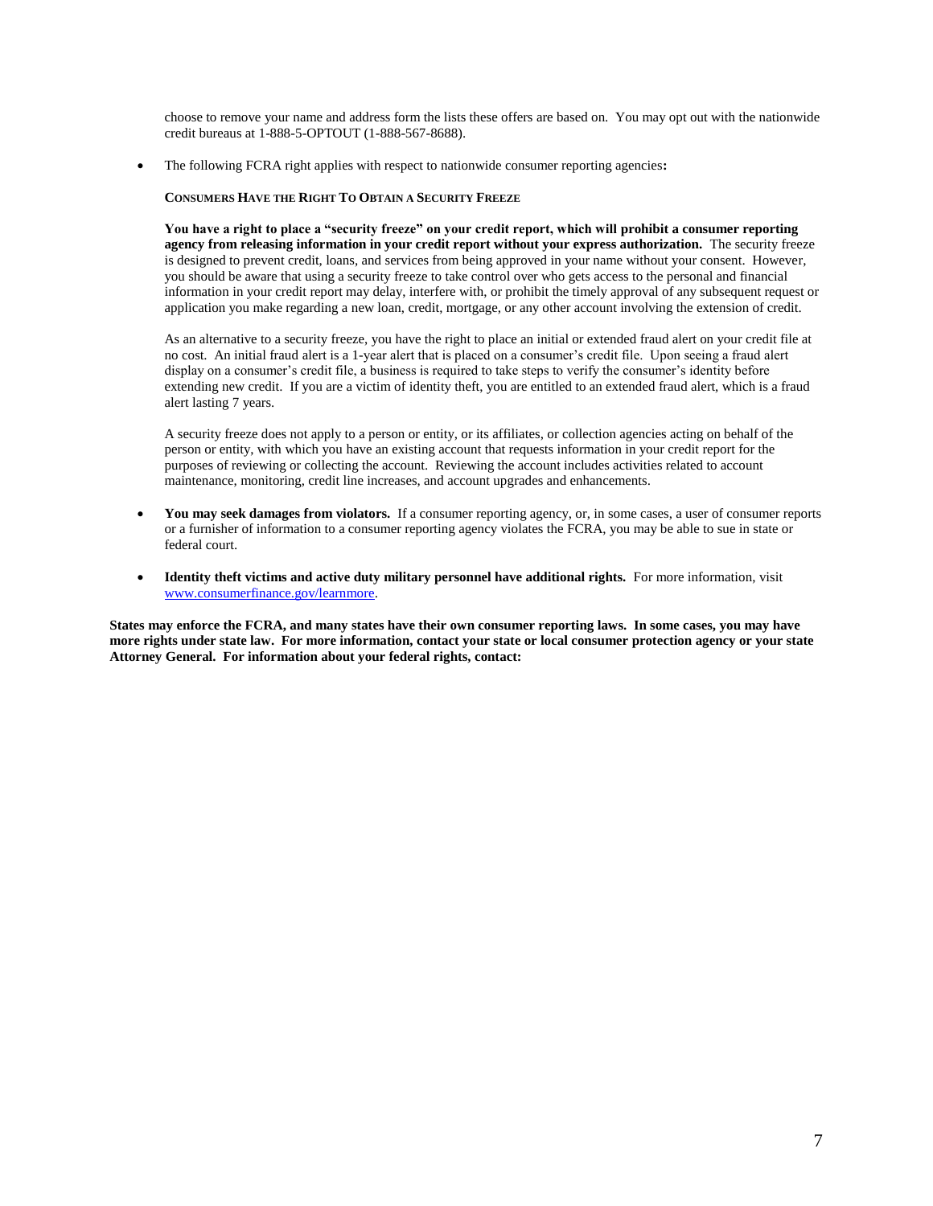choose to remove your name and address form the lists these offers are based on. You may opt out with the nationwide credit bureaus at 1-888-5-OPTOUT (1-888-567-8688).

- The following FCRA right applies with respect to nationwide consumer reporting agencies**:**

  **CONSUMERS HAVE THE RIGHT TO OBTAIN A SECURITY FREEZE**

  **You have a right to place a "security freeze" on your credit report, which will prohibit a consumer reporting agency from releasing information in your credit report without your express authorization.** The security freeze is designed to prevent credit, loans, and services from being approved in your name without your consent. However, you should be aware that using a security freeze to take control over who gets access to the personal and financial information in your credit report may delay, interfere with, or prohibit the timely approval of any subsequent request or application you make regarding a new loan, credit, mortgage, or any other account involving the extension of credit.

  As an alternative to a security freeze, you have the right to place an initial or extended fraud alert on your credit file at no cost. An initial fraud alert is a 1-year alert that is placed on a consumer's credit file. Upon seeing a fraud alert display on a consumer's credit file, a business is required to take steps to verify the consumer's identity before extending new credit. If you are a victim of identity theft, you are entitled to an extended fraud alert, which is a fraud alert lasting 7 years.

  A security freeze does not apply to a person or entity, or its affiliates, or collection agencies acting on behalf of the person or entity, with which you have an existing account that requests information in your credit report for the purposes of reviewing or collecting the account. Reviewing the account includes activities related to account maintenance, monitoring, credit line increases, and account upgrades and enhancements.

- **You may seek damages from violators.** If a consumer reporting agency, or, in some cases, a user of consumer reports or a furnisher of information to a consumer reporting agency violates the FCRA, you may be able to sue in state or federal court.

- **Identity theft victims and active duty military personnel have additional rights.** For more information, visit [www.consumerfinance.gov/learnmore](http://www.consumerfinance.gov/learnmore).

**States may enforce the FCRA, and many states have their own consumer reporting laws. In some cases, you may have more rights under state law. For more information, contact your state or local consumer protection agency or your state Attorney General. For information about your federal rights, contact:**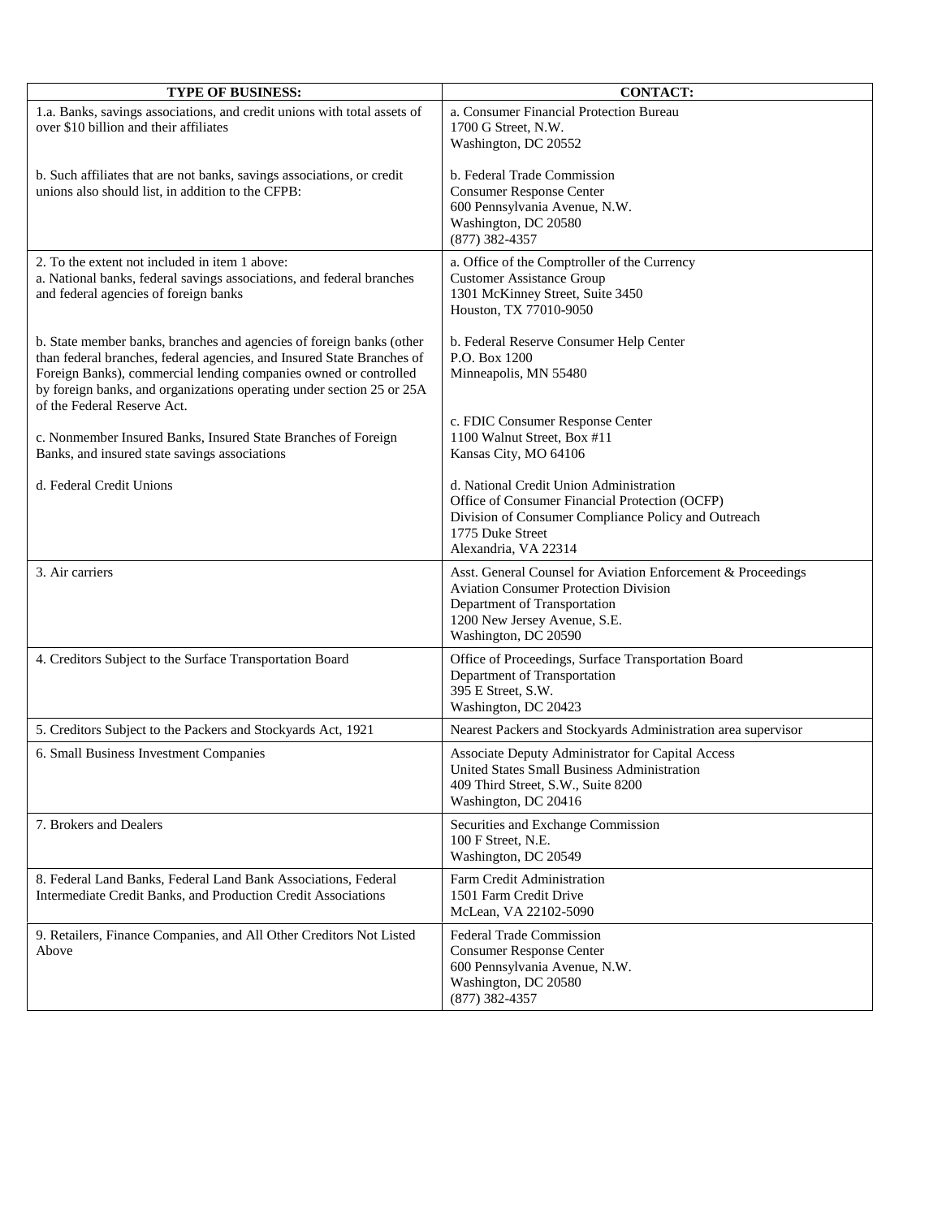| TYPE OF BUSINESS: | CONTACT: |
| --- | --- |
| 1.a. Banks, savings associations, and credit unions with total assets of over \$10 billion and their affiliates<br><br>b. Such affiliates that are not banks, savings associations, or credit unions also should list, in addition to the CFPB: | a. Consumer Financial Protection Bureau<br>1700 G Street, N.W.<br>Washington, DC 20552<br><br>b. Federal Trade Commission<br>Consumer Response Center<br>600 Pennsylvania Avenue, N.W.<br>Washington, DC 20580<br>(877) 382-4357 |
| 2. To the extent not included in item 1 above:<br>a. National banks, federal savings associations, and federal branches and federal agencies of foreign banks<br><br>b. State member banks, branches and agencies of foreign banks (other than federal branches, federal agencies, and Insured State Branches of Foreign Banks), commercial lending companies owned or controlled by foreign banks, and organizations operating under section 25 or 25A of the Federal Reserve Act.<br><br>c. Nonmember Insured Banks, Insured State Branches of Foreign Banks, and insured state savings associations<br><br>d. Federal Credit Unions | a. Office of the Comptroller of the Currency<br>Customer Assistance Group<br>1301 McKinney Street, Suite 3450<br>Houston, TX 77010-9050<br><br>b. Federal Reserve Consumer Help Center<br>P.O. Box 1200<br>Minneapolis, MN 55480<br><br>c. FDIC Consumer Response Center<br>1100 Walnut Street, Box #11<br>Kansas City, MO 64106<br><br>d. National Credit Union Administration<br>Office of Consumer Financial Protection (OCFP)<br>Division of Consumer Compliance Policy and Outreach<br>1775 Duke Street<br>Alexandria, VA 22314 |
| 3. Air carriers | Asst. General Counsel for Aviation Enforcement & Proceedings<br>Aviation Consumer Protection Division<br>Department of Transportation<br>1200 New Jersey Avenue, S.E.<br>Washington, DC 20590 |
| 4. Creditors Subject to the Surface Transportation Board | Office of Proceedings, Surface Transportation Board<br>Department of Transportation<br>395 E Street, S.W.<br>Washington, DC 20423 |
| 5. Creditors Subject to the Packers and Stockyards Act, 1921 | Nearest Packers and Stockyards Administration area supervisor |
| 6. Small Business Investment Companies | Associate Deputy Administrator for Capital Access<br>United States Small Business Administration<br>409 Third Street, S.W., Suite 8200<br>Washington, DC 20416 |
| 7. Brokers and Dealers | Securities and Exchange Commission<br>100 F Street, N.E.<br>Washington, DC 20549 |
| 8. Federal Land Banks, Federal Land Bank Associations, Federal Intermediate Credit Banks, and Production Credit Associations | Farm Credit Administration<br>1501 Farm Credit Drive<br>McLean, VA 22102-5090 |
| 9. Retailers, Finance Companies, and All Other Creditors Not Listed Above | Federal Trade Commission<br>Consumer Response Center<br>600 Pennsylvania Avenue, N.W.<br>Washington, DC 20580<br>(877) 382-4357 |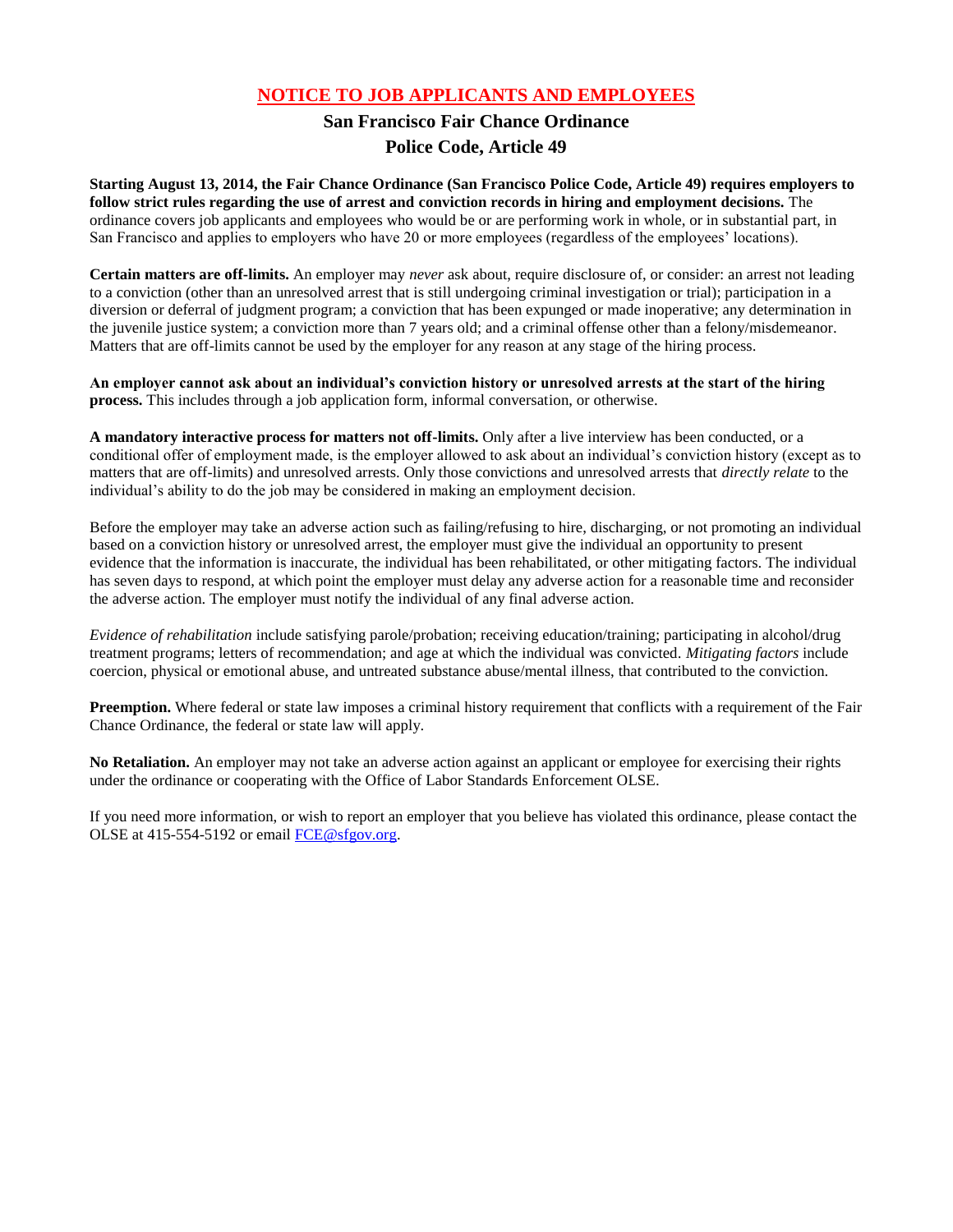# NOTICE TO JOB APPLICANTS AND EMPLOYEES

## San Francisco Fair Chance Ordinance

## Police Code, Article 49

**Starting August 13, 2014, the Fair Chance Ordinance (San Francisco Police Code, Article 49) requires employers to follow strict rules regarding the use of arrest and conviction records in hiring and employment decisions.** The ordinance covers job applicants and employees who would be or are performing work in whole, or in substantial part, in San Francisco and applies to employers who have 20 or more employees (regardless of the employees' locations).

**Certain matters are off-limits.** An employer may *never* ask about, require disclosure of, or consider: an arrest not leading to a conviction (other than an unresolved arrest that is still undergoing criminal investigation or trial); participation in a diversion or deferral of judgment program; a conviction that has been expunged or made inoperative; any determination in the juvenile justice system; a conviction more than 7 years old; and a criminal offense other than a felony/misdemeanor. Matters that are off-limits cannot be used by the employer for any reason at any stage of the hiring process.

**An employer cannot ask about an individual's conviction history or unresolved arrests at the start of the hiring process.** This includes through a job application form, informal conversation, or otherwise.

**A mandatory interactive process for matters not off-limits.** Only after a live interview has been conducted, or a conditional offer of employment made, is the employer allowed to ask about an individual's conviction history (except as to matters that are off-limits) and unresolved arrests. Only those convictions and unresolved arrests that *directly relate* to the individual's ability to do the job may be considered in making an employment decision.

Before the employer may take an adverse action such as failing/refusing to hire, discharging, or not promoting an individual based on a conviction history or unresolved arrest, the employer must give the individual an opportunity to present evidence that the information is inaccurate, the individual has been rehabilitated, or other mitigating factors. The individual has seven days to respond, at which point the employer must delay any adverse action for a reasonable time and reconsider the adverse action. The employer must notify the individual of any final adverse action.

*Evidence of rehabilitation* include satisfying parole/probation; receiving education/training; participating in alcohol/drug treatment programs; letters of recommendation; and age at which the individual was convicted. *Mitigating factors* include coercion, physical or emotional abuse, and untreated substance abuse/mental illness, that contributed to the conviction.

**Preemption.** Where federal or state law imposes a criminal history requirement that conflicts with a requirement of the Fair Chance Ordinance, the federal or state law will apply.

**No Retaliation.** An employer may not take an adverse action against an applicant or employee for exercising their rights under the ordinance or cooperating with the Office of Labor Standards Enforcement OLSE.

If you need more information, or wish to report an employer that you believe has violated this ordinance, please contact the OLSE at 415-554-5192 or email FCE@sfgov.org.